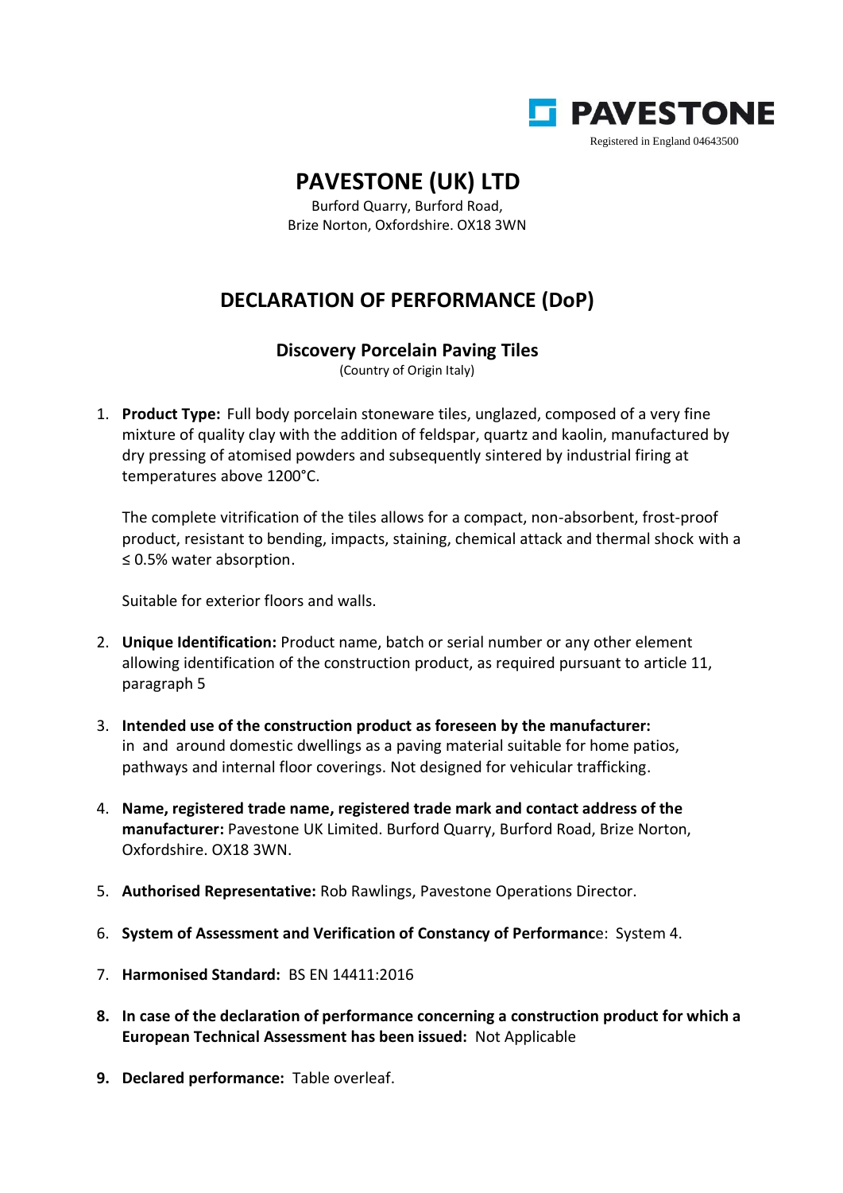PAVESTONE

Registered in England 04643500

# PAVESTONE (UK) LTD

Burford Quarry, Burford Road,
Brize Norton, Oxfordshire. OX18 3WN

## DECLARATION OF PERFORMANCE (DoP)

### Discovery Porcelain Paving Tiles

(Country of Origin Italy)

1. **Product Type:** Full body porcelain stoneware tiles, unglazed, composed of a very fine mixture of quality clay with the addition of feldspar, quartz and kaolin, manufactured by dry pressing of atomised powders and subsequently sintered by industrial firing at temperatures above 1200°C.

   The complete vitrification of the tiles allows for a compact, non-absorbent, frost-proof product, resistant to bending, impacts, staining, chemical attack and thermal shock with a ≤ 0.5% water absorption.

   Suitable for exterior floors and walls.

2. **Unique Identification:** Product name, batch or serial number or any other element allowing identification of the construction product, as required pursuant to article 11, paragraph 5

3. **Intended use of the construction product as foreseen by the manufacturer:** in and around domestic dwellings as a paving material suitable for home patios, pathways and internal floor coverings. Not designed for vehicular trafficking.

4. **Name, registered trade name, registered trade mark and contact address of the manufacturer:** Pavestone UK Limited. Burford Quarry, Burford Road, Brize Norton, Oxfordshire. OX18 3WN.

5. **Authorised Representative:** Rob Rawlings, Pavestone Operations Director.

6. **System of Assessment and Verification of Constancy of Performance**: System 4.

7. **Harmonised Standard:** BS EN 14411:2016

8. **In case of the declaration of performance concerning a construction product for which a European Technical Assessment has been issued:** Not Applicable

9. **Declared performance:** Table overleaf.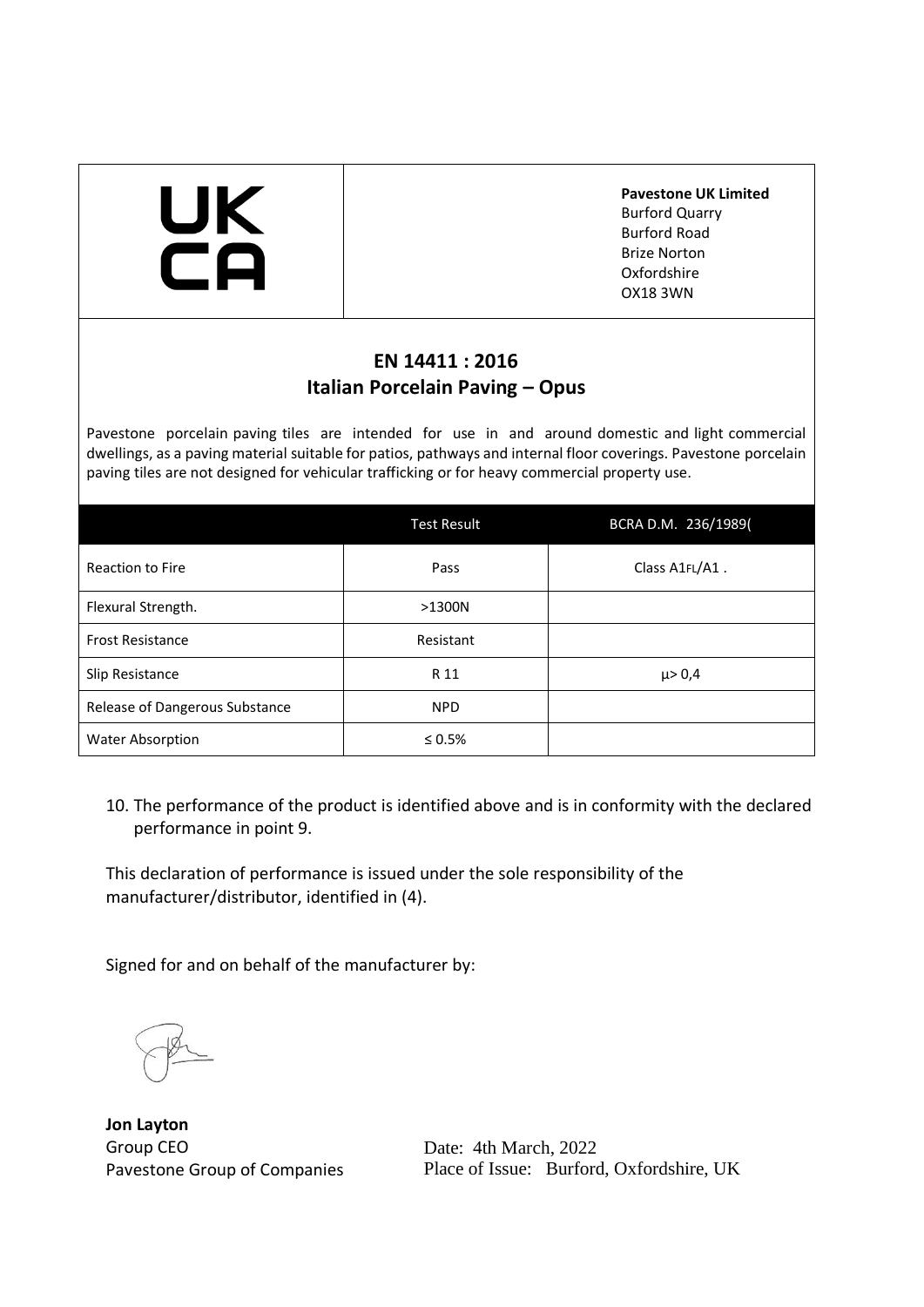UK
CA

**Pavestone UK Limited**
Burford Quarry
Burford Road
Brize Norton
Oxfordshire
OX18 3WN

## EN 14411 : 2016
## Italian Porcelain Paving – Opus

Pavestone porcelain paving tiles are intended for use in and around domestic and light commercial dwellings, as a paving material suitable for patios, pathways and internal floor coverings. Pavestone porcelain paving tiles are not designed for vehicular trafficking or for heavy commercial property use.

| | Test Result | BCRA D.M. 236/1989( |
|---|---|---|
| Reaction to Fire | Pass | Class A1FL/A1 . |
| Flexural Strength. | >1300N | |
| Frost Resistance | Resistant | |
| Slip Resistance | R 11 | μ> 0,4 |
| Release of Dangerous Substance | NPD | |
| Water Absorption | ≤ 0.5% | |

10. The performance of the product is identified above and is in conformity with the declared performance in point 9.

This declaration of performance is issued under the sole responsibility of the manufacturer/distributor, identified in (4).

Signed for and on behalf of the manufacturer by:

**Jon Layton**
Group CEO
Pavestone Group of Companies

Date: 4th March, 2022
Place of Issue: Burford, Oxfordshire, UK